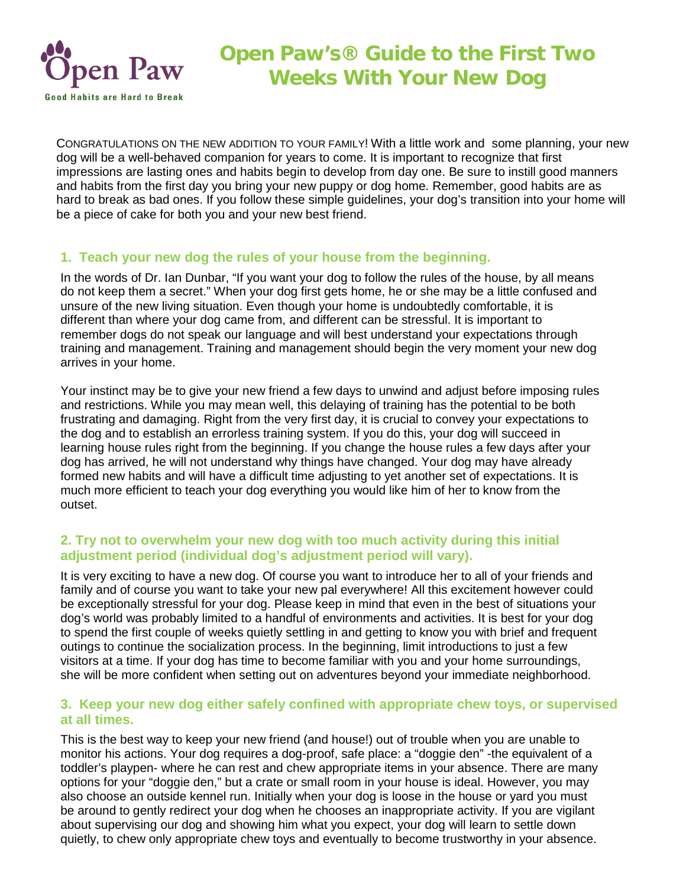Open Paw

Good Habits are Hard to Break

# Open Paw's® Guide to the First Two Weeks With Your New Dog

CONGRATULATIONS ON THE NEW ADDITION TO YOUR FAMILY! With a little work and some planning, your new dog will be a well-behaved companion for years to come. It is important to recognize that first impressions are lasting ones and habits begin to develop from day one. Be sure to instill good manners and habits from the first day you bring your new puppy or dog home. Remember, good habits are as hard to break as bad ones. If you follow these simple guidelines, your dog's transition into your home will be a piece of cake for both you and your new best friend.

## 1. Teach your new dog the rules of your house from the beginning.

In the words of Dr. Ian Dunbar, "If you want your dog to follow the rules of the house, by all means do not keep them a secret." When your dog first gets home, he or she may be a little confused and unsure of the new living situation. Even though your home is undoubtedly comfortable, it is different than where your dog came from, and different can be stressful. It is important to remember dogs do not speak our language and will best understand your expectations through training and management. Training and management should begin the very moment your new dog arrives in your home.

Your instinct may be to give your new friend a few days to unwind and adjust before imposing rules and restrictions. While you may mean well, this delaying of training has the potential to be both frustrating and damaging. Right from the very first day, it is crucial to convey your expectations to the dog and to establish an errorless training system. If you do this, your dog will succeed in learning house rules right from the beginning. If you change the house rules a few days after your dog has arrived, he will not understand why things have changed. Your dog may have already formed new habits and will have a difficult time adjusting to yet another set of expectations. It is much more efficient to teach your dog everything you would like him of her to know from the outset.

## 2. Try not to overwhelm your new dog with too much activity during this initial adjustment period (individual dog's adjustment period will vary).

It is very exciting to have a new dog. Of course you want to introduce her to all of your friends and family and of course you want to take your new pal everywhere! All this excitement however could be exceptionally stressful for your dog. Please keep in mind that even in the best of situations your dog's world was probably limited to a handful of environments and activities. It is best for your dog to spend the first couple of weeks quietly settling in and getting to know you with brief and frequent outings to continue the socialization process. In the beginning, limit introductions to just a few visitors at a time. If your dog has time to become familiar with you and your home surroundings, she will be more confident when setting out on adventures beyond your immediate neighborhood.

## 3. Keep your new dog either safely confined with appropriate chew toys, or supervised at all times.

This is the best way to keep your new friend (and house!) out of trouble when you are unable to monitor his actions. Your dog requires a dog-proof, safe place: a "doggie den" -the equivalent of a toddler's playpen- where he can rest and chew appropriate items in your absence. There are many options for your "doggie den," but a crate or small room in your house is ideal. However, you may also choose an outside kennel run. Initially when your dog is loose in the house or yard you must be around to gently redirect your dog when he chooses an inappropriate activity. If you are vigilant about supervising our dog and showing him what you expect, your dog will learn to settle down quietly, to chew only appropriate chew toys and eventually to become trustworthy in your absence.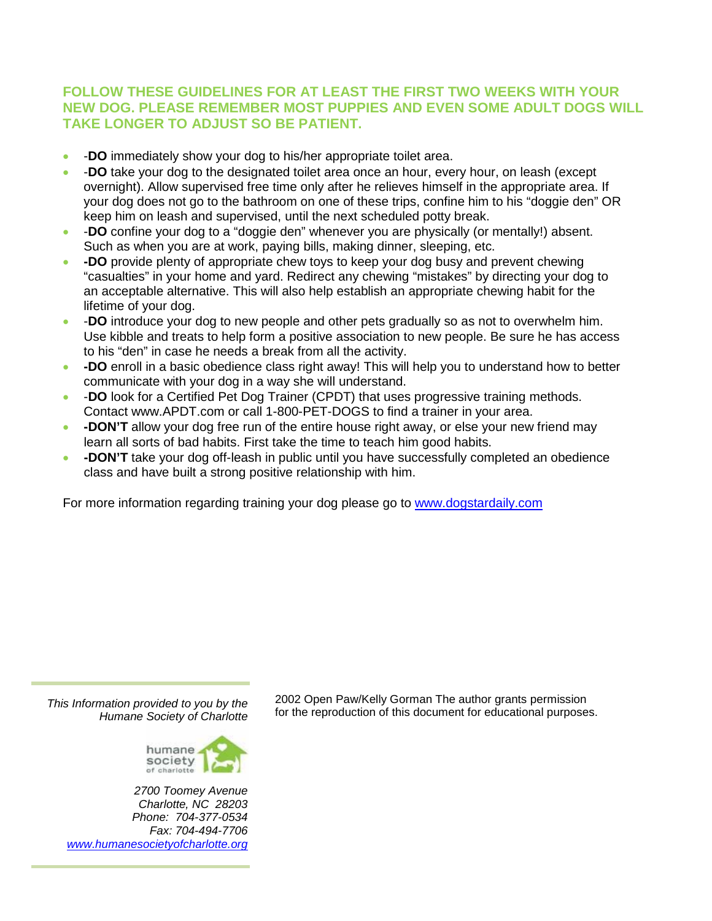**FOLLOW THESE GUIDELINES FOR AT LEAST THE FIRST TWO WEEKS WITH YOUR NEW DOG. PLEASE REMEMBER MOST PUPPIES AND EVEN SOME ADULT DOGS WILL TAKE LONGER TO ADJUST SO BE PATIENT.**

- -**DO** immediately show your dog to his/her appropriate toilet area.
- -**DO** take your dog to the designated toilet area once an hour, every hour, on leash (except overnight). Allow supervised free time only after he relieves himself in the appropriate area. If your dog does not go to the bathroom on one of these trips, confine him to his "doggie den" OR keep him on leash and supervised, until the next scheduled potty break.
- -**DO** confine your dog to a "doggie den" whenever you are physically (or mentally!) absent. Such as when you are at work, paying bills, making dinner, sleeping, etc.
- **-DO** provide plenty of appropriate chew toys to keep your dog busy and prevent chewing "casualties" in your home and yard. Redirect any chewing "mistakes" by directing your dog to an acceptable alternative. This will also help establish an appropriate chewing habit for the lifetime of your dog.
- -**DO** introduce your dog to new people and other pets gradually so as not to overwhelm him. Use kibble and treats to help form a positive association to new people. Be sure he has access to his "den" in case he needs a break from all the activity.
- **-DO** enroll in a basic obedience class right away! This will help you to understand how to better communicate with your dog in a way she will understand.
- -**DO** look for a Certified Pet Dog Trainer (CPDT) that uses progressive training methods. Contact www.APDT.com or call 1-800-PET-DOGS to find a trainer in your area.
- **-DON'T** allow your dog free run of the entire house right away, or else your new friend may learn all sorts of bad habits. First take the time to teach him good habits.
- **-DON'T** take your dog off-leash in public until you have successfully completed an obedience class and have built a strong positive relationship with him.

For more information regarding training your dog please go to www.dogstardaily.com

*This Information provided to you by the Humane Society of Charlotte*

humane society of charlotte

*2700 Toomey Avenue*
*Charlotte, NC 28203*
*Phone: 704-377-0534*
*Fax: 704-494-7706*
*www.humanesocietyofcharlotte.org*

2002 Open Paw/Kelly Gorman The author grants permission for the reproduction of this document for educational purposes.